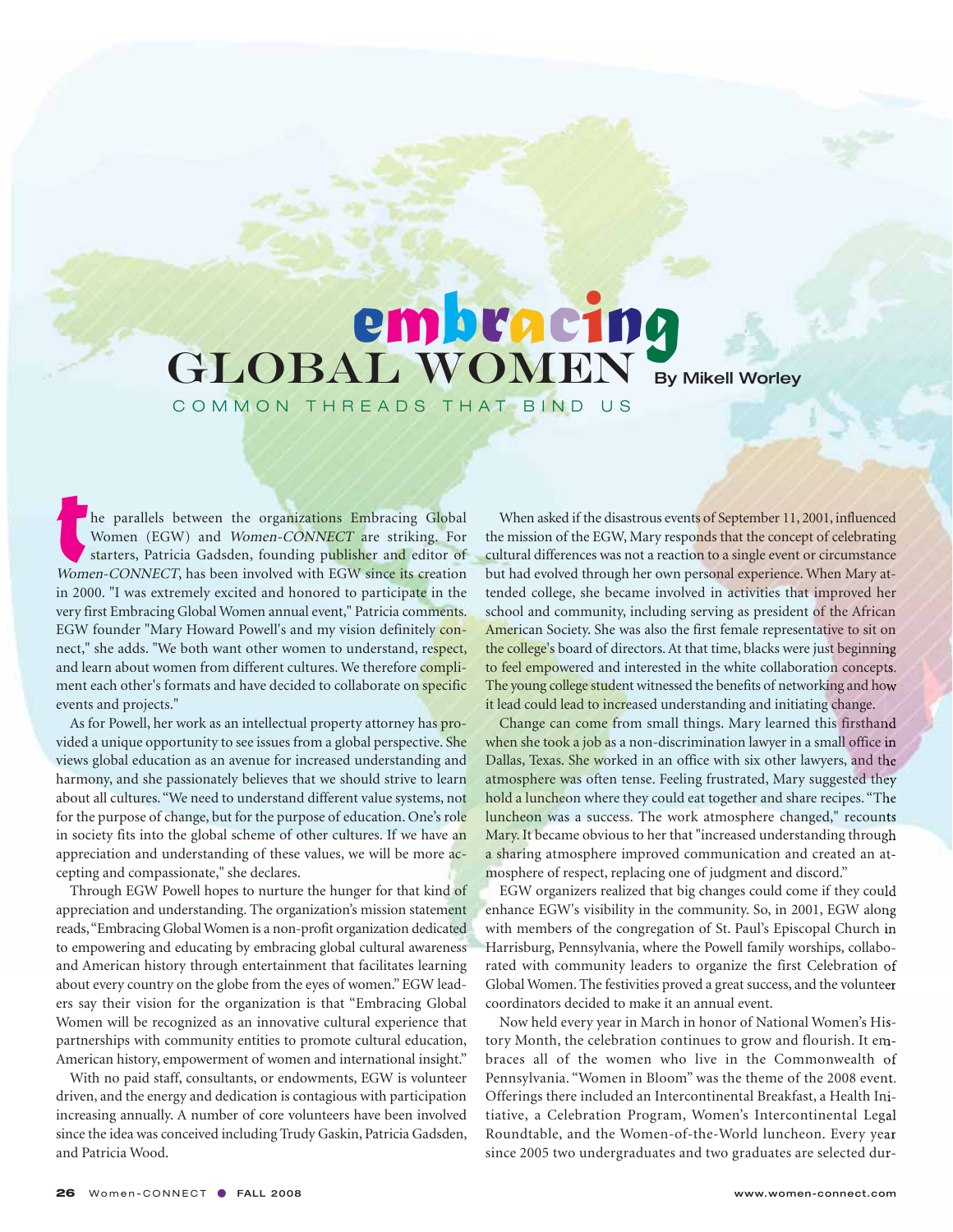# embracing GLOBAL WOMEN

**By Mikell Worley**

COMMON THREADS THAT BIND US

The parallels between the organizations Embracing Global Women (EGW) and *Women-CONNECT* are striking. For starters, Patricia Gadsden, founding publisher and editor of *Women-CONNECT*, has been involved with EGW since its creation in 2000. "I was extremely excited and honored to participate in the very first Embracing Global Women annual event," Patricia comments. EGW founder "Mary Howard Powell's and my vision definitely connect," she adds. "We both want other women to understand, respect, and learn about women from different cultures. We therefore compliment each other's formats and have decided to collaborate on specific events and projects."

As for Powell, her work as an intellectual property attorney has provided a unique opportunity to see issues from a global perspective. She views global education as an avenue for increased understanding and harmony, and she passionately believes that we should strive to learn about all cultures. "We need to understand different value systems, not for the purpose of change, but for the purpose of education. One's role in society fits into the global scheme of other cultures. If we have an appreciation and understanding of these values, we will be more accepting and compassionate," she declares.

Through EGW Powell hopes to nurture the hunger for that kind of appreciation and understanding. The organization's mission statement reads, "Embracing Global Women is a non-profit organization dedicated to empowering and educating by embracing global cultural awareness and American history through entertainment that facilitates learning about every country on the globe from the eyes of women." EGW leaders say their vision for the organization is that "Embracing Global Women will be recognized as an innovative cultural experience that partnerships with community entities to promote cultural education, American history, empowerment of women and international insight."

With no paid staff, consultants, or endowments, EGW is volunteer driven, and the energy and dedication is contagious with participation increasing annually. A number of core volunteers have been involved since the idea was conceived including Trudy Gaskin, Patricia Gadsden, and Patricia Wood.

When asked if the disastrous events of September 11, 2001, influenced the mission of the EGW, Mary responds that the concept of celebrating cultural differences was not a reaction to a single event or circumstance but had evolved through her own personal experience. When Mary attended college, she became involved in activities that improved her school and community, including serving as president of the African American Society. She was also the first female representative to sit on the college's board of directors. At that time, blacks were just beginning to feel empowered and interested in the white collaboration concepts. The young college student witnessed the benefits of networking and how it lead could lead to increased understanding and initiating change.

Change can come from small things. Mary learned this firsthand when she took a job as a non-discrimination lawyer in a small office in Dallas, Texas. She worked in an office with six other lawyers, and the atmosphere was often tense. Feeling frustrated, Mary suggested they hold a luncheon where they could eat together and share recipes. "The luncheon was a success. The work atmosphere changed," recounts Mary. It became obvious to her that "increased understanding through a sharing atmosphere improved communication and created an atmosphere of respect, replacing one of judgment and discord."

EGW organizers realized that big changes could come if they could enhance EGW's visibility in the community. So, in 2001, EGW along with members of the congregation of St. Paul's Episcopal Church in Harrisburg, Pennsylvania, where the Powell family worships, collaborated with community leaders to organize the first Celebration of Global Women. The festivities proved a great success, and the volunteer coordinators decided to make it an annual event.

Now held every year in March in honor of National Women's History Month, the celebration continues to grow and flourish. It embraces all of the women who live in the Commonwealth of Pennsylvania. "Women in Bloom" was the theme of the 2008 event. Offerings there included an Intercontinental Breakfast, a Health Initiative, a Celebration Program, Women's Intercontinental Legal Roundtable, and the Women-of-the-World luncheon. Every year since 2005 two undergraduates and two graduates are selected dur-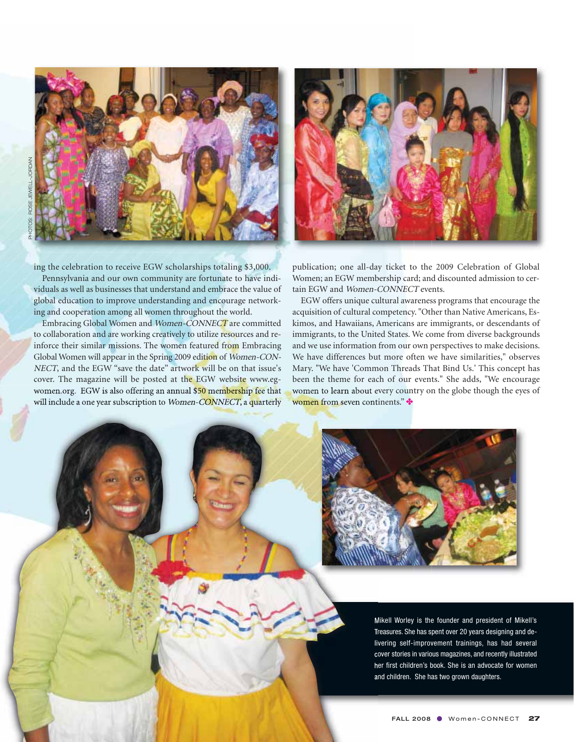PHOTOS: ROSE JEWELL-JORDAN

ing the celebration to receive EGW scholarships totaling $3,000.

Pennsylvania and our own community are fortunate to have individuals as well as businesses that understand and embrace the value of global education to improve understanding and encourage networking and cooperation among all women throughout the world.

Embracing Global Women and *Women-CONNECT* are committed to collaboration and are working creatively to utilize resources and reinforce their similar missions. The women featured from Embracing Global Women will appear in the Spring 2009 edition of *Women-CONNECT*, and the EGW "save the date" artwork will be on that issue's cover. The magazine will be posted at the EGW website www.eg-women.org. EGW is also offering an annual $50 membership fee that will include a one year subscription to *Women-CONNECT*, a quarterly publication; one all-day ticket to the 2009 Celebration of Global Women; an EGW membership card; and discounted admission to certain EGW and *Women-CONNECT* events.

EGW offers unique cultural awareness programs that encourage the acquisition of cultural competency. "Other than Native Americans, Eskimos, and Hawaiians, Americans are immigrants, or descendants of immigrants, to the United States. We come from diverse backgrounds and we use information from our own perspectives to make decisions. We have differences but more often we have similarities," observes Mary. "We have 'Common Threads That Bind Us.' This concept has been the theme for each of our events." She adds, "We encourage women to learn about every country on the globe though the eyes of women from seven continents." ✤

Mikell Worley is the founder and president of Mikell's Treasures. She has spent over 20 years designing and delivering self-improvement trainings, has had several cover stories in various magazines, and recently illustrated her first children's book. She is an advocate for women and children. She has two grown daughters.